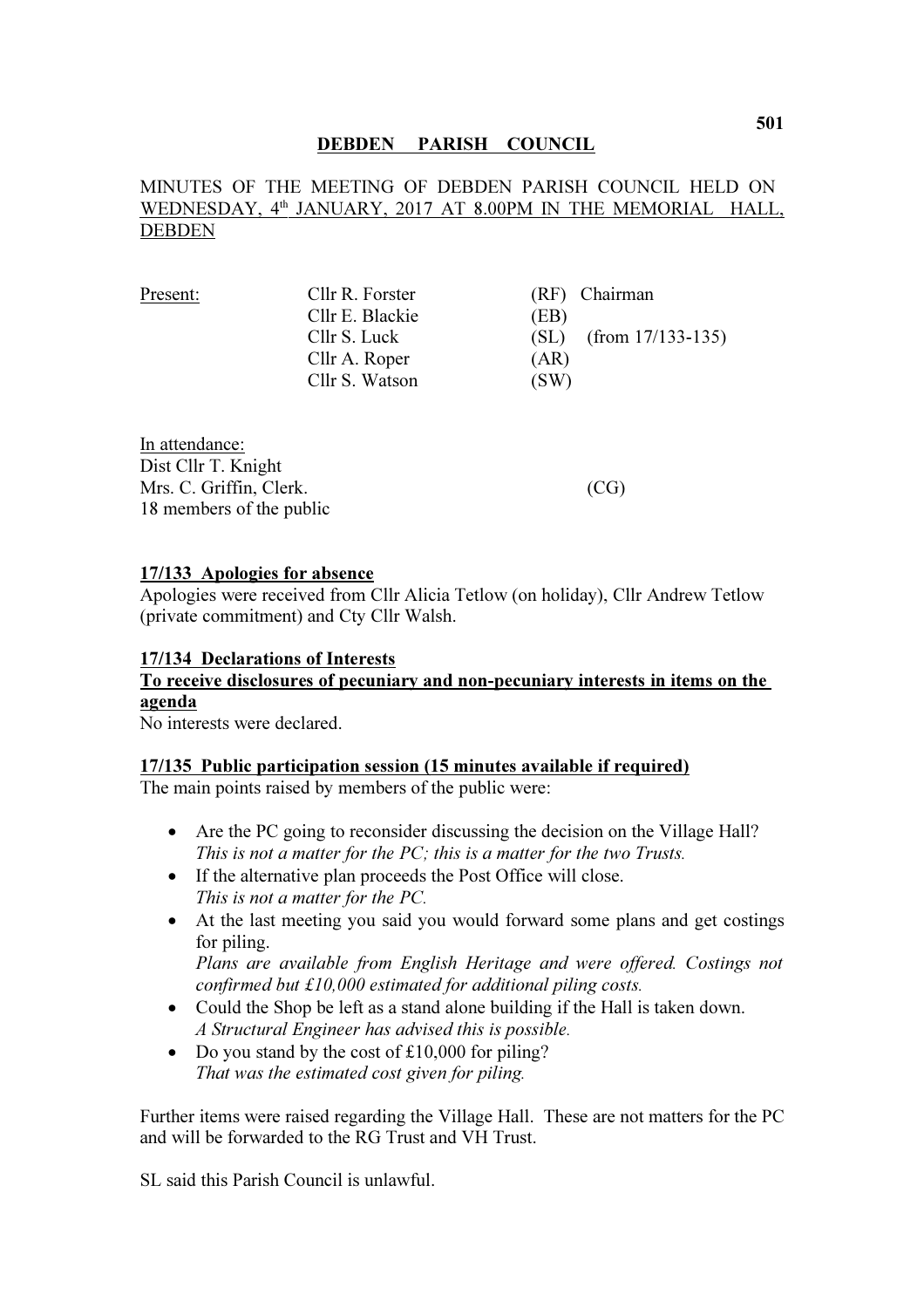# DEBDEN PARISH COUNCIL

MINUTES OF THE MEETING OF DEBDEN PARISH COUNCIL HELD ON WEDNESDAY, 4th JANUARY, 2017 AT 8.00PM IN THE MEMORIAL HALL, DEBDEN

| Present: | | | |
|---|---|---|---|
| | Cllr R. Forster | (RF) | Chairman |
| | Cllr E. Blackie | (EB) | |
| | Cllr S. Luck | (SL) | (from 17/133-135) |
| | Cllr A. Roper | (AR) | |
| | Cllr S. Watson | (SW) | |

In attendance:
Dist Cllr T. Knight
Mrs. C. Griffin, Clerk. (CG)
18 members of the public

**17/133 Apologies for absence**

Apologies were received from Cllr Alicia Tetlow (on holiday), Cllr Andrew Tetlow (private commitment) and Cty Cllr Walsh.

**17/134 Declarations of Interests**

**To receive disclosures of pecuniary and non-pecuniary interests in items on the agenda**

No interests were declared.

**17/135 Public participation session (15 minutes available if required)**

The main points raised by members of the public were:

- Are the PC going to reconsider discussing the decision on the Village Hall?
  *This is not a matter for the PC; this is a matter for the two Trusts.*
- If the alternative plan proceeds the Post Office will close.
  *This is not a matter for the PC.*
- At the last meeting you said you would forward some plans and get costings for piling.
  *Plans are available from English Heritage and were offered. Costings not confirmed but £10,000 estimated for additional piling costs.*
- Could the Shop be left as a stand alone building if the Hall is taken down.
  *A Structural Engineer has advised this is possible.*
- Do you stand by the cost of £10,000 for piling?
  *That was the estimated cost given for piling.*

Further items were raised regarding the Village Hall. These are not matters for the PC and will be forwarded to the RG Trust and VH Trust.

SL said this Parish Council is unlawful.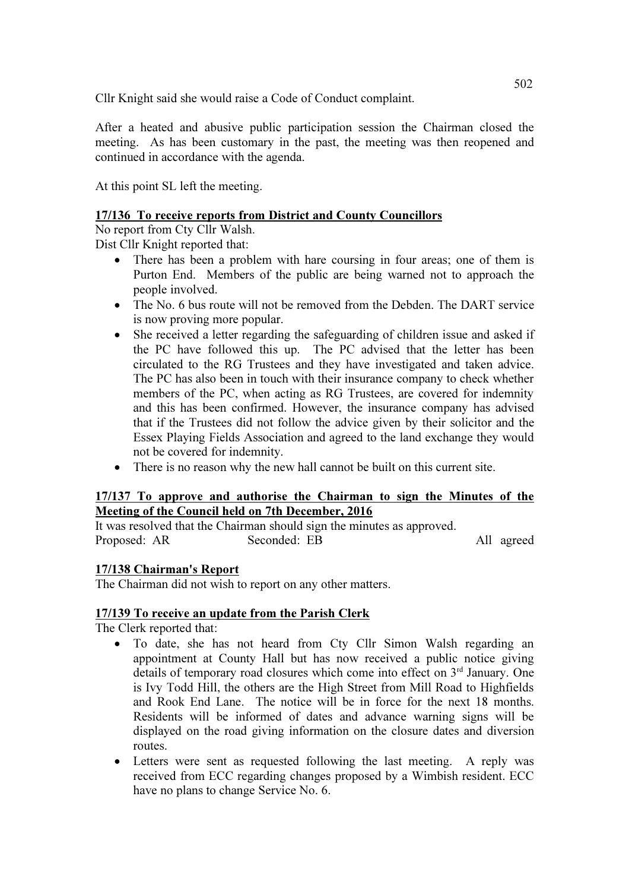Cllr Knight said she would raise a Code of Conduct complaint.

After a heated and abusive public participation session the Chairman closed the meeting. As has been customary in the past, the meeting was then reopened and continued in accordance with the agenda.

At this point SL left the meeting.

**17/136 To receive reports from District and County Councillors**

No report from Cty Cllr Walsh.
Dist Cllr Knight reported that:

- There has been a problem with hare coursing in four areas; one of them is Purton End. Members of the public are being warned not to approach the people involved.
- The No. 6 bus route will not be removed from the Debden. The DART service is now proving more popular.
- She received a letter regarding the safeguarding of children issue and asked if the PC have followed this up. The PC advised that the letter has been circulated to the RG Trustees and they have investigated and taken advice. The PC has also been in touch with their insurance company to check whether members of the PC, when acting as RG Trustees, are covered for indemnity and this has been confirmed. However, the insurance company has advised that if the Trustees did not follow the advice given by their solicitor and the Essex Playing Fields Association and agreed to the land exchange they would not be covered for indemnity.
- There is no reason why the new hall cannot be built on this current site.

**17/137 To approve and authorise the Chairman to sign the Minutes of the Meeting of the Council held on 7th December, 2016**

It was resolved that the Chairman should sign the minutes as approved.
Proposed: AR Seconded: EB All agreed

**17/138 Chairman's Report**

The Chairman did not wish to report on any other matters.

**17/139 To receive an update from the Parish Clerk**

The Clerk reported that:

- To date, she has not heard from Cty Cllr Simon Walsh regarding an appointment at County Hall but has now received a public notice giving details of temporary road closures which come into effect on 3rd January. One is Ivy Todd Hill, the others are the High Street from Mill Road to Highfields and Rook End Lane. The notice will be in force for the next 18 months. Residents will be informed of dates and advance warning signs will be displayed on the road giving information on the closure dates and diversion routes.
- Letters were sent as requested following the last meeting. A reply was received from ECC regarding changes proposed by a Wimbish resident. ECC have no plans to change Service No. 6.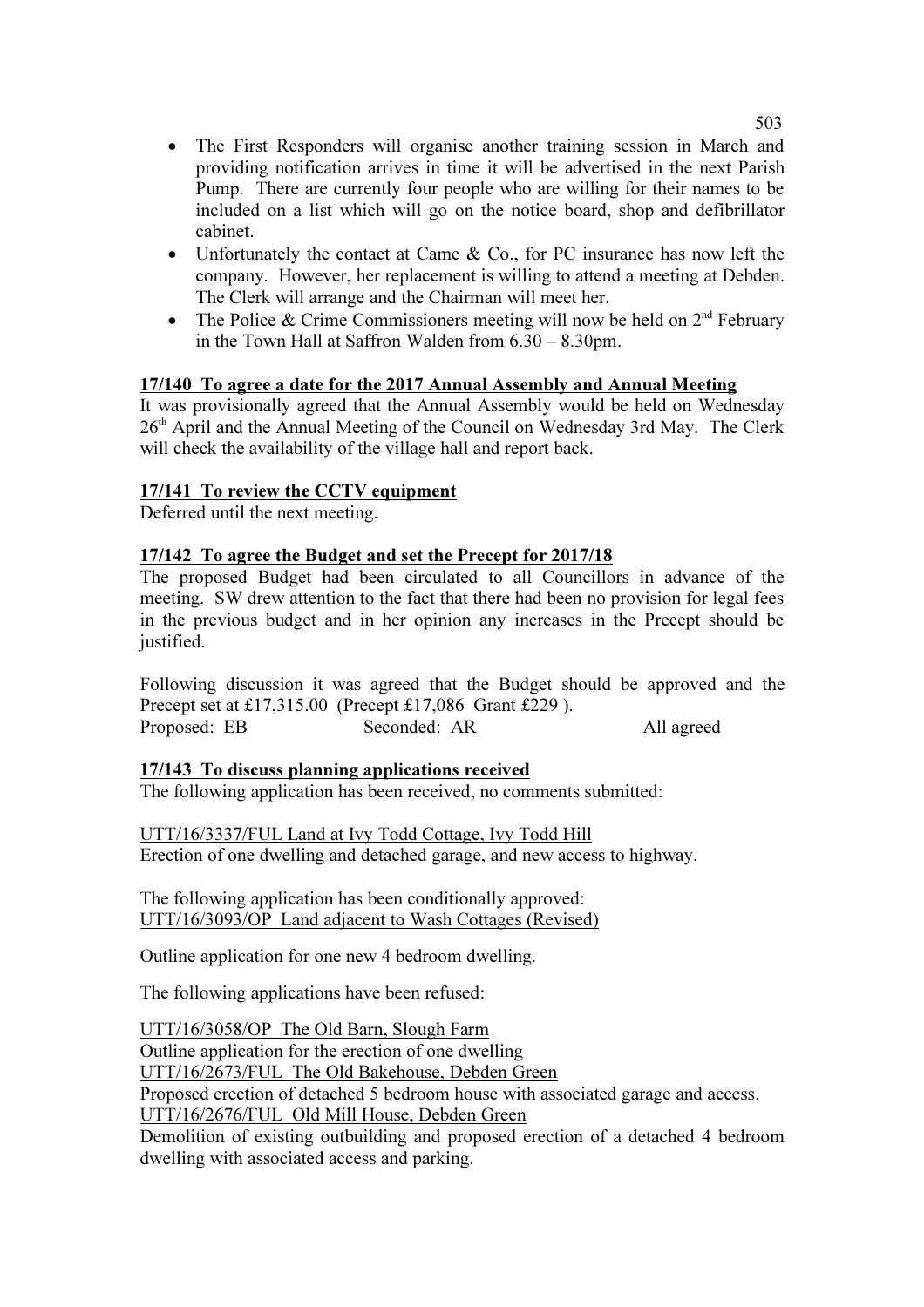- The First Responders will organise another training session in March and providing notification arrives in time it will be advertised in the next Parish Pump. There are currently four people who are willing for their names to be included on a list which will go on the notice board, shop and defibrillator cabinet.
- Unfortunately the contact at Came & Co., for PC insurance has now left the company. However, her replacement is willing to attend a meeting at Debden. The Clerk will arrange and the Chairman will meet her.
- The Police & Crime Commissioners meeting will now be held on 2nd February in the Town Hall at Saffron Walden from 6.30 – 8.30pm.

**17/140 To agree a date for the 2017 Annual Assembly and Annual Meeting**

It was provisionally agreed that the Annual Assembly would be held on Wednesday 26th April and the Annual Meeting of the Council on Wednesday 3rd May. The Clerk will check the availability of the village hall and report back.

**17/141 To review the CCTV equipment**

Deferred until the next meeting.

**17/142 To agree the Budget and set the Precept for 2017/18**

The proposed Budget had been circulated to all Councillors in advance of the meeting. SW drew attention to the fact that there had been no provision for legal fees in the previous budget and in her opinion any increases in the Precept should be justified.

Following discussion it was agreed that the Budget should be approved and the Precept set at £17,315.00 (Precept £17,086 Grant £229 ).

Proposed: EB Seconded: AR All agreed

**17/143 To discuss planning applications received**

The following application has been received, no comments submitted:

UTT/16/3337/FUL Land at Ivy Todd Cottage, Ivy Todd Hill
Erection of one dwelling and detached garage, and new access to highway.

The following application has been conditionally approved:
UTT/16/3093/OP Land adjacent to Wash Cottages (Revised)

Outline application for one new 4 bedroom dwelling.

The following applications have been refused:

UTT/16/3058/OP The Old Barn, Slough Farm
Outline application for the erection of one dwelling
UTT/16/2673/FUL The Old Bakehouse, Debden Green
Proposed erection of detached 5 bedroom house with associated garage and access.
UTT/16/2676/FUL Old Mill House, Debden Green
Demolition of existing outbuilding and proposed erection of a detached 4 bedroom dwelling with associated access and parking.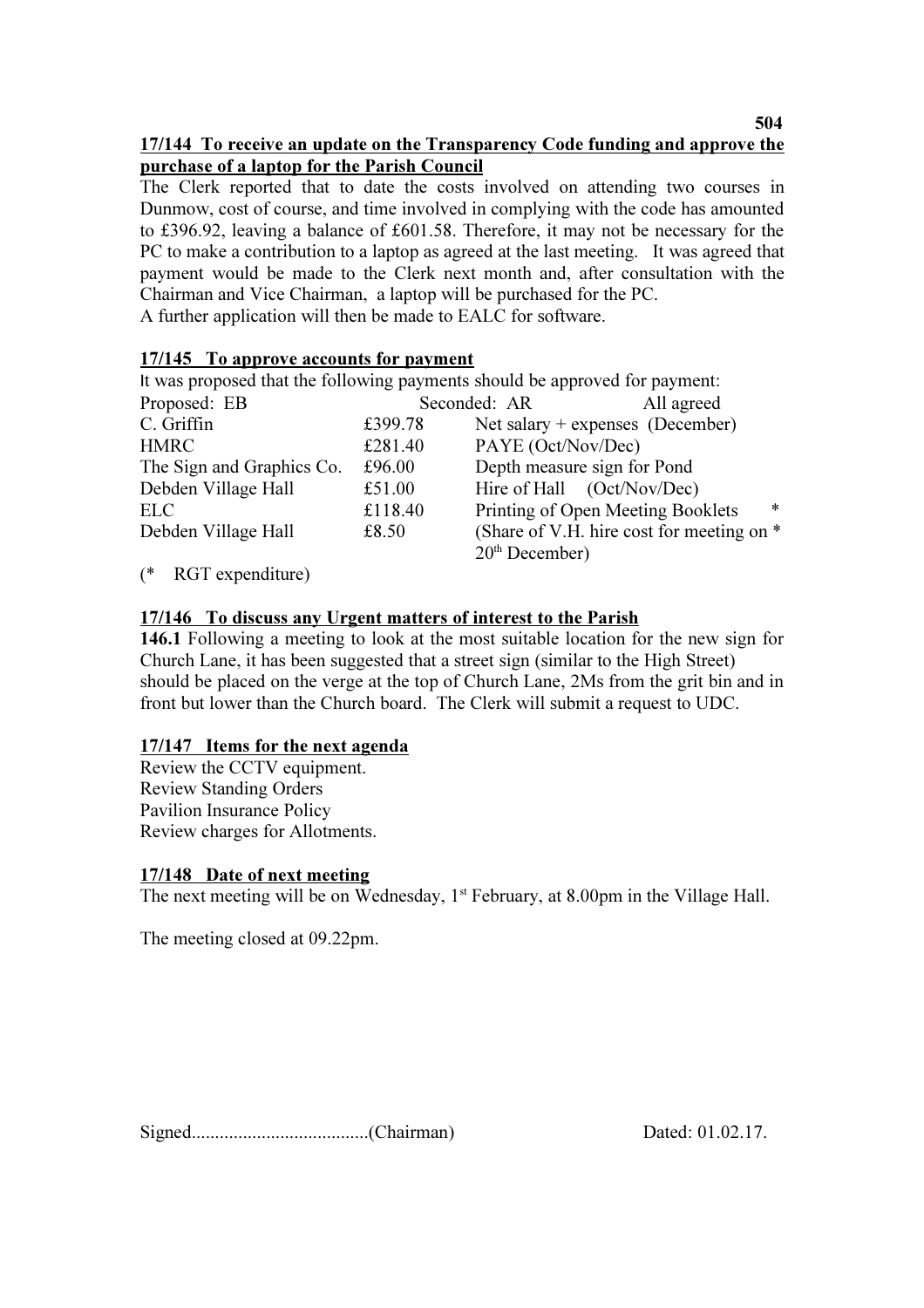**17/144 To receive an update on the Transparency Code funding and approve the purchase of a laptop for the Parish Council**

The Clerk reported that to date the costs involved on attending two courses in Dunmow, cost of course, and time involved in complying with the code has amounted to £396.92, leaving a balance of £601.58. Therefore, it may not be necessary for the PC to make a contribution to a laptop as agreed at the last meeting. It was agreed that payment would be made to the Clerk next month and, after consultation with the Chairman and Vice Chairman, a laptop will be purchased for the PC.
A further application will then be made to EALC for software.

**17/145 To approve accounts for payment**

It was proposed that the following payments should be approved for payment:

Proposed: EB Seconded: AR All agreed

| | | |
|---|---|---|
| C. Griffin | £399.78 | Net salary + expenses (December) |
| HMRC | £281.40 | PAYE (Oct/Nov/Dec) |
| The Sign and Graphics Co. | £96.00 | Depth measure sign for Pond |
| Debden Village Hall | £51.00 | Hire of Hall (Oct/Nov/Dec) |
| ELC | £118.40 | Printing of Open Meeting Booklets * |
| Debden Village Hall | £8.50 | (Share of V.H. hire cost for meeting on 20th December) * |

(* RGT expenditure)

**17/146 To discuss any Urgent matters of interest to the Parish**

**146.1** Following a meeting to look at the most suitable location for the new sign for Church Lane, it has been suggested that a street sign (similar to the High Street) should be placed on the verge at the top of Church Lane, 2Ms from the grit bin and in front but lower than the Church board. The Clerk will submit a request to UDC.

**17/147 Items for the next agenda**

Review the CCTV equipment.
Review Standing Orders
Pavilion Insurance Policy
Review charges for Allotments.

**17/148 Date of next meeting**

The next meeting will be on Wednesday, 1st February, at 8.00pm in the Village Hall.

The meeting closed at 09.22pm.

Signed.....................................(Chairman) Dated: 01.02.17.